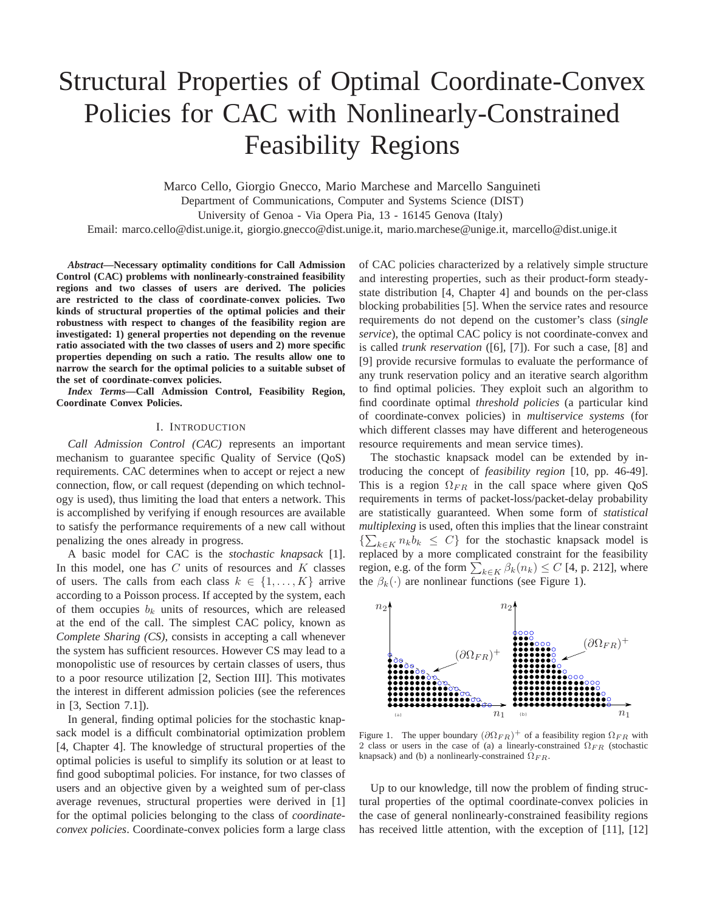# Structural Properties of Optimal Coordinate-Convex Policies for CAC with Nonlinearly-Constrained Feasibility Regions

Marco Cello, Giorgio Gnecco, Mario Marchese and Marcello Sanguineti
Department of Communications, Computer and Systems Science (DIST)
University of Genoa - Via Opera Pia, 13 - 16145 Genova (Italy)
Email: marco.cello@dist.unige.it, giorgio.gnecco@dist.unige.it, mario.marchese@unige.it, marcello@dist.unige.it

***Abstract*—Necessary optimality conditions for Call Admission Control (CAC) problems with nonlinearly-constrained feasibility regions and two classes of users are derived. The policies are restricted to the class of coordinate-convex policies. Two kinds of structural properties of the optimal policies and their robustness with respect to changes of the feasibility region are investigated: 1) general properties not depending on the revenue ratio associated with the two classes of users and 2) more specific properties depending on such a ratio. The results allow one to narrow the search for the optimal policies to a suitable subset of the set of coordinate-convex policies.**

***Index Terms*—Call Admission Control, Feasibility Region, Coordinate Convex Policies.**

## I. Introduction

*Call Admission Control (CAC)* represents an important mechanism to guarantee specific Quality of Service (QoS) requirements. CAC determines when to accept or reject a new connection, flow, or call request (depending on which technology is used), thus limiting the load that enters a network. This is accomplished by verifying if enough resources are available to satisfy the performance requirements of a new call without penalizing the ones already in progress.

A basic model for CAC is the *stochastic knapsack* [1]. In this model, one has $C$ units of resources and $K$ classes of users. The calls from each class $k \in \{1, \dots, K\}$ arrive according to a Poisson process. If accepted by the system, each of them occupies $b_k$ units of resources, which are released at the end of the call. The simplest CAC policy, known as *Complete Sharing (CS)*, consists in accepting a call whenever the system has sufficient resources. However CS may lead to a monopolistic use of resources by certain classes of users, thus to a poor resource utilization [2, Section III]. This motivates the interest in different admission policies (see the references in [3, Section 7.1]).

In general, finding optimal policies for the stochastic knapsack model is a difficult combinatorial optimization problem [4, Chapter 4]. The knowledge of structural properties of the optimal policies is useful to simplify its solution or at least to find good suboptimal policies. For instance, for two classes of users and an objective given by a weighted sum of per-class average revenues, structural properties were derived in [1] for the optimal policies belonging to the class of *coordinate-convex policies*. Coordinate-convex policies form a large class of CAC policies characterized by a relatively simple structure and interesting properties, such as their product-form steady-state distribution [4, Chapter 4] and bounds on the per-class blocking probabilities [5]. When the service rates and resource requirements do not depend on the customer's class (*single service*), the optimal CAC policy is not coordinate-convex and is called *trunk reservation* ([6], [7]). For such a case, [8] and [9] provide recursive formulas to evaluate the performance of any trunk reservation policy and an iterative search algorithm to find optimal policies. They exploit such an algorithm to find coordinate optimal *threshold policies* (a particular kind of coordinate-convex policies) in *multiservice systems* (for which different classes may have different and heterogeneous resource requirements and mean service times).

The stochastic knapsack model can be extended by introducing the concept of *feasibility region* [10, pp. 46-49]. This is a region $\Omega_{FR}$ in the call space where given QoS requirements in terms of packet-loss/packet-delay probability are statistically guaranteed. When some form of *statistical multiplexing* is used, often this implies that the linear constraint $\{\sum_{k \in K} n_k b_k \leq C\}$ for the stochastic knapsack model is replaced by a more complicated constraint for the feasibility region, e.g. of the form $\sum_{k \in K} \beta_k(n_k) \leq C$ [4, p. 212], where the $\beta_k(\cdot)$ are nonlinear functions (see Figure 1).

Figure 1. The upper boundary $(\partial\Omega_{FR})^+$ of a feasibility region $\Omega_{FR}$ with 2 class or users in the case of (a) a linearly-constrained $\Omega_{FR}$ (stochastic knapsack) and (b) a nonlinearly-constrained $\Omega_{FR}$.

Up to our knowledge, till now the problem of finding structural properties of the optimal coordinate-convex policies in the case of general nonlinearly-constrained feasibility regions has received little attention, with the exception of [11], [12]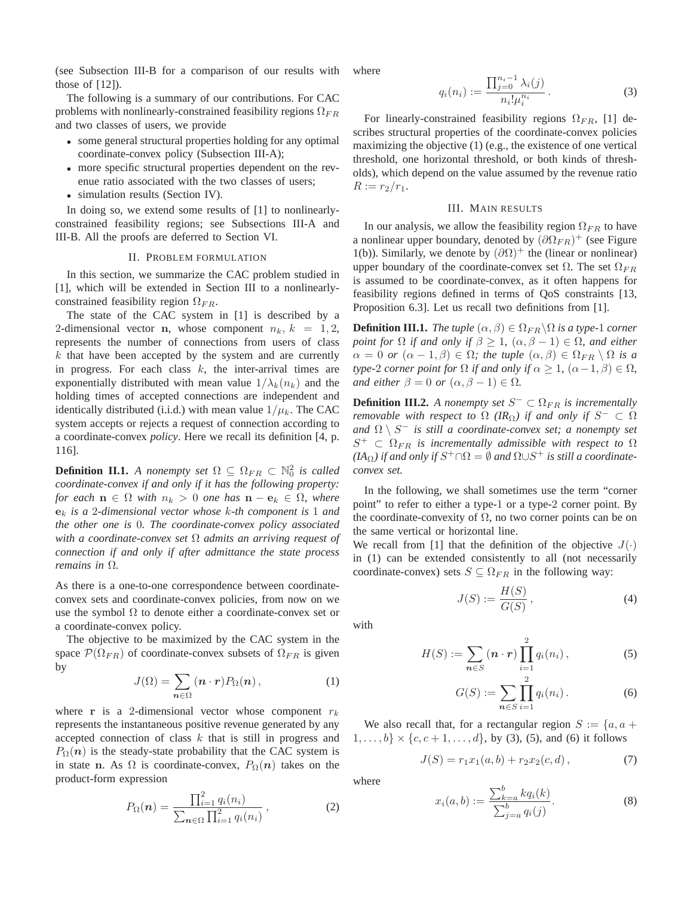(see Subsection III-B for a comparison of our results with those of [12]).

The following is a summary of our contributions. For CAC problems with nonlinearly-constrained feasibility regions $\Omega_{FR}$ and two classes of users, we provide

- some general structural properties holding for any optimal coordinate-convex policy (Subsection III-A);
- more specific structural properties dependent on the revenue ratio associated with the two classes of users;
- simulation results (Section IV).

In doing so, we extend some results of [1] to nonlinearly-constrained feasibility regions; see Subsections III-A and III-B. All the proofs are deferred to Section VI.

## II. Problem formulation

In this section, we summarize the CAC problem studied in [1], which will be extended in Section III to a nonlinearly-constrained feasibility region $\Omega_{FR}$.

The state of the CAC system in [1] is described by a 2-dimensional vector $\mathbf{n}$, whose component $n_k$, $k = 1, 2$, represents the number of connections from users of class $k$ that have been accepted by the system and are currently in progress. For each class $k$, the inter-arrival times are exponentially distributed with mean value $1/\lambda_k(n_k)$ and the holding times of accepted connections are independent and identically distributed (i.i.d.) with mean value $1/\mu_k$. The CAC system accepts or rejects a request of connection according to a coordinate-convex *policy*. Here we recall its definition [4, p. 116].

**Definition II.1.** *A nonempty set $\Omega \subseteq \Omega_{FR} \subset \mathbb{N}_0^2$ is called coordinate-convex if and only if it has the following property: for each $\mathbf{n} \in \Omega$ with $n_k > 0$ one has $\mathbf{n} - \mathbf{e}_k \in \Omega$, where $\mathbf{e}_k$ is a 2-dimensional vector whose $k$-th component is 1 and the other one is 0. The coordinate-convex policy associated with a coordinate-convex set $\Omega$ admits an arriving request of connection if and only if after admittance the state process remains in $\Omega$.*

As there is a one-to-one correspondence between coordinate-convex sets and coordinate-convex policies, from now on we use the symbol $\Omega$ to denote either a coordinate-convex set or a coordinate-convex policy.

The objective to be maximized by the CAC system in the space $\mathcal{P}(\Omega_{FR})$ of coordinate-convex subsets of $\Omega_{FR}$ is given by

$$J(\Omega) = \sum_{\boldsymbol{n} \in \Omega} (\boldsymbol{n} \cdot \boldsymbol{r}) P_\Omega(\boldsymbol{n}) \,, \tag{1}$$

where $\mathbf{r}$ is a 2-dimensional vector whose component $r_k$ represents the instantaneous positive revenue generated by any accepted connection of class $k$ that is still in progress and $P_\Omega(\boldsymbol{n})$ is the steady-state probability that the CAC system is in state $\mathbf{n}$. As $\Omega$ is coordinate-convex, $P_\Omega(\boldsymbol{n})$ takes on the product-form expression

$$P_\Omega(\boldsymbol{n}) = \frac{\prod_{i=1}^2 q_i(n_i)}{\sum_{\boldsymbol{n} \in \Omega} \prod_{i=1}^2 q_i(n_i)} \,, \tag{2}$$

where

$$q_i(n_i) := \frac{\prod_{j=0}^{n_i - 1} \lambda_i(j)}{n_i! \mu_i^{n_i}} \,. \tag{3}$$

For linearly-constrained feasibility regions $\Omega_{FR}$, [1] describes structural properties of the coordinate-convex policies maximizing the objective (1) (e.g., the existence of one vertical threshold, one horizontal threshold, or both kinds of thresholds), which depend on the value assumed by the revenue ratio $R := r_2/r_1$.

## III. Main results

In our analysis, we allow the feasibility region $\Omega_{FR}$ to have a nonlinear upper boundary, denoted by $(\partial\Omega_{FR})^+$ (see Figure 1(b)). Similarly, we denote by $(\partial\Omega)^+$ the (linear or nonlinear) upper boundary of the coordinate-convex set $\Omega$. The set $\Omega_{FR}$ is assumed to be coordinate-convex, as it often happens for feasibility regions defined in terms of QoS constraints [13, Proposition 6.3]. Let us recall two definitions from [1].

**Definition III.1.** *The tuple $(\alpha, \beta) \in \Omega_{FR} \backslash \Omega$ is a type-1 corner point for $\Omega$ if and only if $\beta \geq 1$, $(\alpha, \beta - 1) \in \Omega$, and either $\alpha = 0$ or $(\alpha - 1, \beta) \in \Omega$; the tuple $(\alpha, \beta) \in \Omega_{FR} \setminus \Omega$ is a type-2 corner point for $\Omega$ if and only if $\alpha \geq 1$, $(\alpha - 1, \beta) \in \Omega$, and either $\beta = 0$ or $(\alpha, \beta - 1) \in \Omega$.*

**Definition III.2.** *A nonempty set $S^- \subset \Omega_{FR}$ is incrementally removable with respect to $\Omega$ (IR$_\Omega$) if and only if $S^- \subset \Omega$ and $\Omega \setminus S^-$ is still a coordinate-convex set; a nonempty set $S^+ \subset \Omega_{FR}$ is incrementally admissible with respect to $\Omega$ (IA$_\Omega$) if and only if $S^+ \cap \Omega = \emptyset$ and $\Omega \cup S^+$ is still a coordinate-convex set.*

In the following, we shall sometimes use the term "corner point" to refer to either a type-1 or a type-2 corner point. By the coordinate-convexity of $\Omega$, no two corner points can be on the same vertical or horizontal line.

We recall from [1] that the definition of the objective $J(\cdot)$ in (1) can be extended consistently to all (not necessarily coordinate-convex) sets $S \subseteq \Omega_{FR}$ in the following way:

$$J(S) := \frac{H(S)}{G(S)} \,, \tag{4}$$

with

$$H(S) := \sum_{\boldsymbol{n} \in S} (\boldsymbol{n} \cdot \boldsymbol{r}) \prod_{i=1}^2 q_i(n_i) \,, \tag{5}$$

$$G(S) := \sum_{\boldsymbol{n} \in S} \prod_{i=1}^2 q_i(n_i) \,. \tag{6}$$

We also recall that, for a rectangular region $S := \{a, a+1, \ldots, b\} \times \{c, c+1, \ldots, d\}$, by (3), (5), and (6) it follows

$$J(S) = r_1 x_1(a, b) + r_2 x_2(c, d) \,, \tag{7}$$

where

$$x_i(a, b) := \frac{\sum_{k=a}^b k q_i(k)}{\sum_{j=a}^b q_i(j)} . \tag{8}$$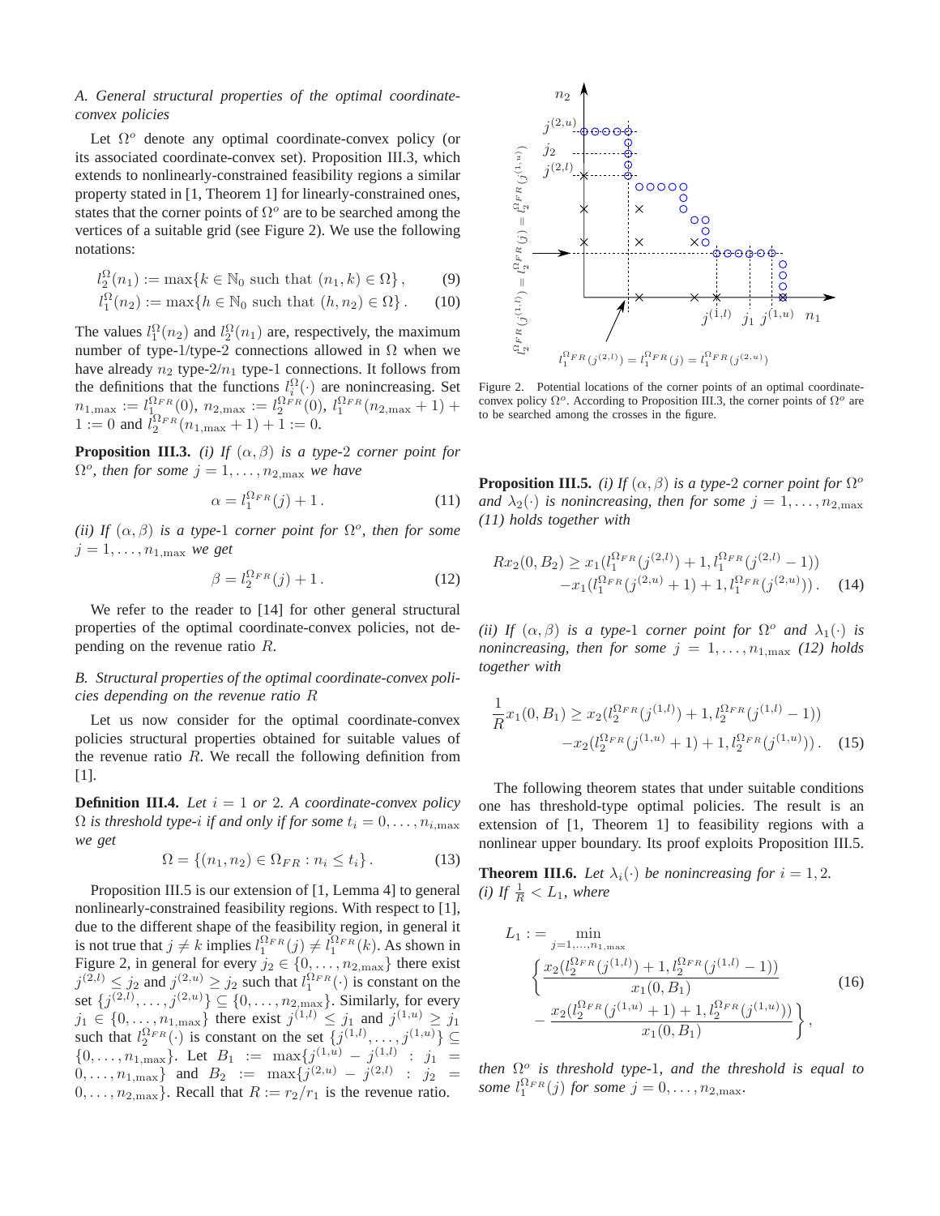### A. General structural properties of the optimal coordinate-convex policies

Let $\Omega^o$ denote any optimal coordinate-convex policy (or its associated coordinate-convex set). Proposition III.3, which extends to nonlinearly-constrained feasibility regions a similar property stated in [1, Theorem 1] for linearly-constrained ones, states that the corner points of $\Omega^o$ are to be searched among the vertices of a suitable grid (see Figure 2). We use the following notations:

$$l_2^{\Omega}(n_1) := \max\{k \in \mathbb{N}_0 \text{ such that } (n_1, k) \in \Omega\}, \quad (9)$$

$$l_1^{\Omega}(n_2) := \max\{h \in \mathbb{N}_0 \text{ such that } (h, n_2) \in \Omega\}. \quad (10)$$

The values $l_1^{\Omega}(n_2)$ and $l_2^{\Omega}(n_1)$ are, respectively, the maximum number of type-1/type-2 connections allowed in $\Omega$ when we have already $n_2$ type-2/$n_1$ type-1 connections. It follows from the definitions that the functions $l_i^{\Omega}(\cdot)$ are nonincreasing. Set $n_{1,\max} := l_1^{\Omega_{FR}}(0)$, $n_{2,\max} := l_2^{\Omega_{FR}}(0)$, $l_1^{\Omega_{FR}}(n_{2,\max}+1) + 1 := 0$ and $l_2^{\Omega_{FR}}(n_{1,\max}+1) + 1 := 0$.

**Proposition III.3.** *(i) If $(\alpha, \beta)$ is a type-2 corner point for $\Omega^o$, then for some $j = 1, \ldots, n_{2,\max}$ we have*

$$\alpha = l_1^{\Omega_{FR}}(j) + 1. \quad (11)$$

*(ii) If $(\alpha, \beta)$ is a type-1 corner point for $\Omega^o$, then for some $j = 1, \ldots, n_{1,\max}$ we get*

$$\beta = l_2^{\Omega_{FR}}(j) + 1. \quad (12)$$

We refer to the reader to [14] for other general structural properties of the optimal coordinate-convex policies, not depending on the revenue ratio $R$.

### B. Structural properties of the optimal coordinate-convex policies depending on the revenue ratio $R$

Let us now consider for the optimal coordinate-convex policies structural properties obtained for suitable values of the revenue ratio $R$. We recall the following definition from [1].

**Definition III.4.** *Let $i = 1$ or $2$. A coordinate-convex policy $\Omega$ is threshold type-$i$ if and only if for some $t_i = 0, \ldots, n_{i,\max}$ we get*

$$\Omega = \{(n_1, n_2) \in \Omega_{FR} : n_i \le t_i\}. \quad (13)$$

Proposition III.5 is our extension of [1, Lemma 4] to general nonlinearly-constrained feasibility regions. With respect to [1], due to the different shape of the feasibility region, in general it is not true that $j \ne k$ implies $l_1^{\Omega_{FR}}(j) \ne l_1^{\Omega_{FR}}(k)$. As shown in Figure 2, in general for every $j_2 \in \{0, \ldots, n_{2,\max}\}$ there exist $j^{(2,l)} \le j_2$ and $j^{(2,u)} \ge j_2$ such that $l_1^{\Omega_{FR}}(\cdot)$ is constant on the set $\{j^{(2,l)}, \ldots, j^{(2,u)}\} \subseteq \{0, \ldots, n_{2,\max}\}$. Similarly, for every $j_1 \in \{0, \ldots, n_{1,\max}\}$ there exist $j^{(1,l)} \le j_1$ and $j^{(1,u)} \ge j_1$ such that $l_2^{\Omega_{FR}}(\cdot)$ is constant on the set $\{j^{(1,l)}, \ldots, j^{(1,u)}\} \subseteq \{0, \ldots, n_{1,\max}\}$. Let $B_1 := \max\{j^{(1,u)} - j^{(1,l)} : j_1 = 0, \ldots, n_{1,\max}\}$ and $B_2 := \max\{j^{(2,u)} - j^{(2,l)} : j_2 = 0, \ldots, n_{2,\max}\}$. Recall that $R := r_2/r_1$ is the revenue ratio.

Figure 2. Potential locations of the corner points of an optimal coordinate-convex policy $\Omega^o$. According to Proposition III.3, the corner points of $\Omega^o$ are to be searched among the crosses in the figure.

**Proposition III.5.** *(i) If $(\alpha, \beta)$ is a type-2 corner point for $\Omega^o$ and $\lambda_2(\cdot)$ is nonincreasing, then for some $j = 1, \ldots, n_{2,\max}$ (11) holds together with*

$$Rx_2(0, B_2) \ge x_1(l_1^{\Omega_{FR}}(j^{(2,l)}) + 1, l_1^{\Omega_{FR}}(j^{(2,l)} - 1)) - x_1(l_1^{\Omega_{FR}}(j^{(2,u)} + 1) + 1, l_1^{\Omega_{FR}}(j^{(2,u)})). \quad (14)$$

*(ii) If $(\alpha, \beta)$ is a type-1 corner point for $\Omega^o$ and $\lambda_1(\cdot)$ is nonincreasing, then for some $j = 1, \ldots, n_{1,\max}$ (12) holds together with*

$$\frac{1}{R}x_1(0, B_1) \ge x_2(l_2^{\Omega_{FR}}(j^{(1,l)}) + 1, l_2^{\Omega_{FR}}(j^{(1,l)} - 1)) - x_2(l_2^{\Omega_{FR}}(j^{(1,u)} + 1) + 1, l_2^{\Omega_{FR}}(j^{(1,u)})). \quad (15)$$

The following theorem states that under suitable conditions one has threshold-type optimal policies. The result is an extension of [1, Theorem 1] to feasibility regions with a nonlinear upper boundary. Its proof exploits Proposition III.5.

**Theorem III.6.** *Let $\lambda_i(\cdot)$ be nonincreasing for $i = 1, 2$.*
*(i) If $\frac{1}{R} < L_1$, where*

$$L_1 := \min_{j=1,\ldots,n_{1,\max}} \left\{ \frac{x_2(l_2^{\Omega_{FR}}(j^{(1,l)}) + 1, l_2^{\Omega_{FR}}(j^{(1,l)} - 1))}{x_1(0, B_1)} - \frac{x_2(l_2^{\Omega_{FR}}(j^{(1,u)} + 1) + 1, l_2^{\Omega_{FR}}(j^{(1,u)}))}{x_1(0, B_1)} \right\}, \quad (16)$$

*then $\Omega^o$ is threshold type-1, and the threshold is equal to some $l_1^{\Omega_{FR}}(j)$ for some $j = 0, \ldots, n_{2,\max}$.*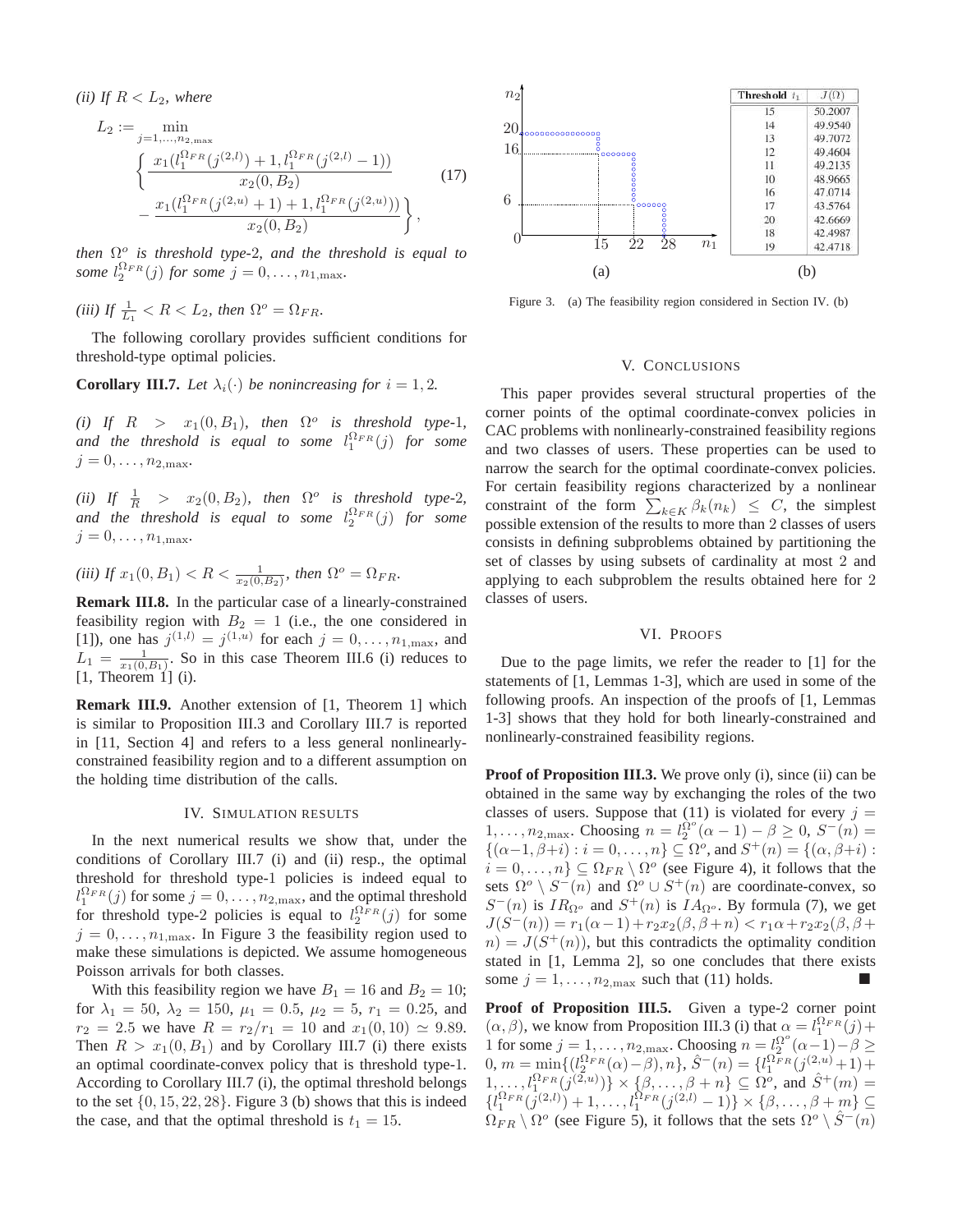*(ii) If $R < L_2$, where*

$$L_2 := \min_{j=1,\dots,n_{2,\max}} \left\{ \frac{x_1(l_1^{\Omega_{FR}}(j^{(2,l)})+1, l_1^{\Omega_{FR}}(j^{(2,l)}-1))}{x_2(0,B_2)} - \frac{x_1(l_1^{\Omega_{FR}}(j^{(2,u)}+1)+1, l_1^{\Omega_{FR}}(j^{(2,u)}))}{x_2(0,B_2)} \right\}, \tag{17}$$

*then $\Omega^o$ is threshold type-2, and the threshold is equal to some $l_2^{\Omega_{FR}}(j)$ for some $j = 0, \dots, n_{1,\max}$.*

*(iii) If $\frac{1}{L_1} < R < L_2$, then $\Omega^o = \Omega_{FR}$.*

The following corollary provides sufficient conditions for threshold-type optimal policies.

**Corollary III.7.** *Let $\lambda_i(\cdot)$ be nonincreasing for $i = 1, 2$.*

*(i) If $R > x_1(0, B_1)$, then $\Omega^o$ is threshold type-1, and the threshold is equal to some $l_1^{\Omega_{FR}}(j)$ for some $j = 0, \dots, n_{2,\max}$.*

*(ii) If $\frac{1}{R} > x_2(0, B_2)$, then $\Omega^o$ is threshold type-2, and the threshold is equal to some $l_2^{\Omega_{FR}}(j)$ for some $j = 0, \dots, n_{1,\max}$.*

*(iii) If $x_1(0, B_1) < R < \frac{1}{x_2(0,B_2)}$, then $\Omega^o = \Omega_{FR}$.*

**Remark III.8.** In the particular case of a linearly-constrained feasibility region with $B_2 = 1$ (i.e., the one considered in [1]), one has $j^{(1,l)} = j^{(1,u)}$ for each $j = 0, \dots, n_{1,\max}$, and $L_1 = \frac{1}{x_1(0,B_1)}$. So in this case Theorem III.6 (i) reduces to [1, Theorem 1] (i).

**Remark III.9.** Another extension of [1, Theorem 1] which is similar to Proposition III.3 and Corollary III.7 is reported in [11, Section 4] and refers to a less general nonlinearly-constrained feasibility region and to a different assumption on the holding time distribution of the calls.

## IV. Simulation results

In the next numerical results we show that, under the conditions of Corollary III.7 (i) and (ii) resp., the optimal threshold for threshold type-1 policies is indeed equal to $l_1^{\Omega_{FR}}(j)$ for some $j = 0, \dots, n_{2,\max}$, and the optimal threshold for threshold type-2 policies is equal to $l_2^{\Omega_{FR}}(j)$ for some $j = 0, \dots, n_{1,\max}$. In Figure 3 the feasibility region used to make these simulations is depicted. We assume homogeneous Poisson arrivals for both classes.

With this feasibility region we have $B_1 = 16$ and $B_2 = 10$; for $\lambda_1 = 50$, $\lambda_2 = 150$, $\mu_1 = 0.5$, $\mu_2 = 5$, $r_1 = 0.25$, and $r_2 = 2.5$ we have $R = r_2/r_1 = 10$ and $x_1(0, 10) \simeq 9.89$. Then $R > x_1(0, B_1)$ and by Corollary III.7 (i) there exists an optimal coordinate-convex policy that is threshold type-1. According to Corollary III.7 (i), the optimal threshold belongs to the set $\{0, 15, 22, 28\}$. Figure 3 (b) shows that this is indeed the case, and that the optimal threshold is $t_1 = 15$.

| Threshold $t_1$ | $J(\Omega)$ |
|---|---|
| 15 | 50.2007 |
| 14 | 49.9540 |
| 13 | 49.7072 |
| 12 | 49.4604 |
| 11 | 49.2135 |
| 10 | 48.9665 |
| 16 | 47.0714 |
| 17 | 43.5764 |
| 20 | 42.6669 |
| 18 | 42.4987 |
| 19 | 42.4718 |

Figure 3. (a) The feasibility region considered in Section IV. (b)

## V. Conclusions

This paper provides several structural properties of the corner points of the optimal coordinate-convex policies in CAC problems with nonlinearly-constrained feasibility regions and two classes of users. These properties can be used to narrow the search for the optimal coordinate-convex policies. For certain feasibility regions characterized by a nonlinear constraint of the form $\sum_{k \in K} \beta_k(n_k) \leq C$, the simplest possible extension of the results to more than 2 classes of users consists in defining subproblems obtained by partitioning the set of classes by using subsets of cardinality at most 2 and applying to each subproblem the results obtained here for 2 classes of users.

## VI. Proofs

Due to the page limits, we refer the reader to [1] for the statements of [1, Lemmas 1-3], which are used in some of the following proofs. An inspection of the proofs of [1, Lemmas 1-3] shows that they hold for both linearly-constrained and nonlinearly-constrained feasibility regions.

**Proof of Proposition III.3.** We prove only (i), since (ii) can be obtained in the same way by exchanging the roles of the two classes of users. Suppose that (11) is violated for every $j = 1, \dots, n_{2,\max}$. Choosing $n = l_2^{\Omega^o}(\alpha - 1) - \beta \geq 0$, $S^-(n) = \{(\alpha-1, \beta+i) : i = 0, \dots, n\} \subseteq \Omega^o$, and $S^+(n) = \{(\alpha, \beta+i) : i = 0, \dots, n\} \subseteq \Omega_{FR} \setminus \Omega^o$ (see Figure 4), it follows that the sets $\Omega^o \setminus S^-(n)$ and $\Omega^o \cup S^+(n)$ are coordinate-convex, so $S^-(n)$ is $IR_{\Omega^o}$ and $S^+(n)$ is $IA_{\Omega^o}$. By formula (7), we get $J(S^-(n)) = r_1(\alpha-1) + r_2 x_2(\beta, \beta+n) < r_1\alpha + r_2 x_2(\beta, \beta+n) = J(S^+(n))$, but this contradicts the optimality condition stated in [1, Lemma 2], so one concludes that there exists some $j = 1, \dots, n_{2,\max}$ such that (11) holds. ∎

**Proof of Proposition III.5.** Given a type-2 corner point $(\alpha, \beta)$, we know from Proposition III.3 (i) that $\alpha = l_1^{\Omega_{FR}}(j) + 1$ for some $j = 1, \dots, n_{2,\max}$. Choosing $n = l_2^{\Omega^o}(\alpha-1) - \beta \geq 0$, $m = \min\{(l_2^{\Omega_{FR}}(\alpha) - \beta), n\}$, $\hat{S}^-(n) = \{l_1^{\Omega_{FR}}(j^{(2,u)}+1) + 1, \dots, l_1^{\Omega_{FR}}(j^{(2,u)})\} \times \{\beta, \dots, \beta+n\} \subseteq \Omega^o$, and $\hat{S}^+(m) = \{l_1^{\Omega_{FR}}(j^{(2,l)}) + 1, \dots, l_1^{\Omega_{FR}}(j^{(2,l)} - 1)\} \times \{\beta, \dots, \beta+m\} \subseteq \Omega_{FR} \setminus \Omega^o$ (see Figure 5), it follows that the sets $\Omega^o \setminus \hat{S}^-(n)$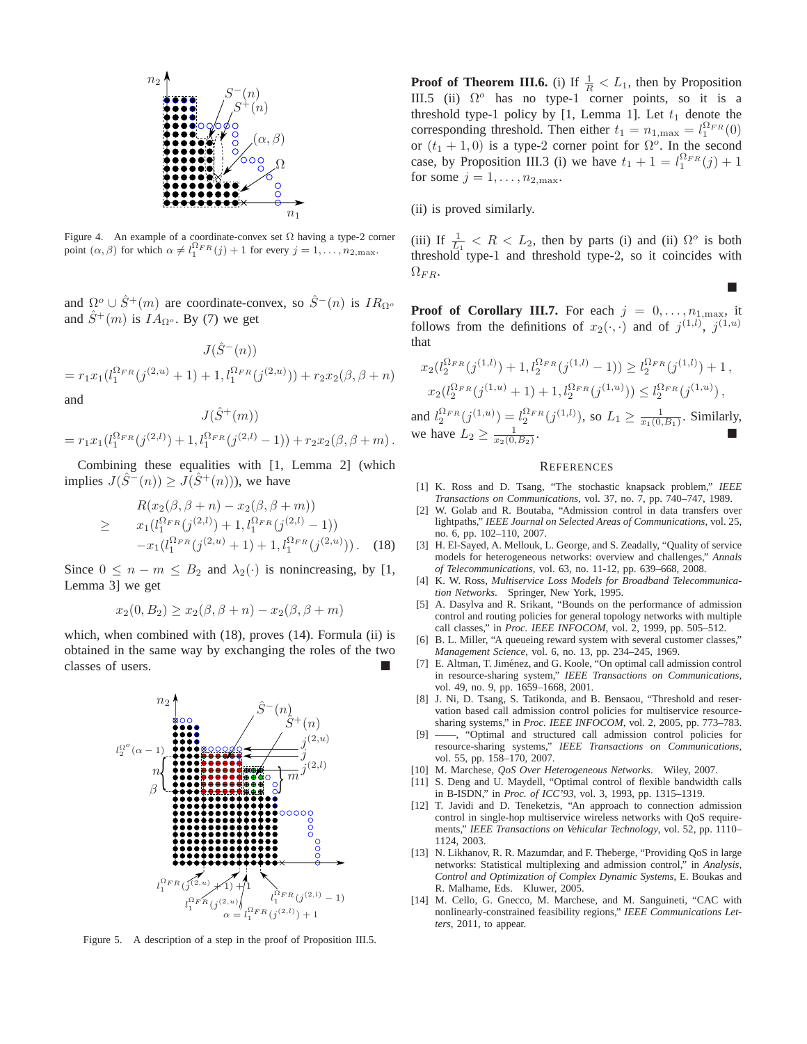Figure 4. An example of a coordinate-convex set $\Omega$ having a type-2 corner point $(\alpha, \beta)$ for which $\alpha \neq l_1^{\Omega_{FR}}(j) + 1$ for every $j = 1, \ldots, n_{2,\max}$.

and $\Omega^o \cup \hat{S}^+(m)$ are coordinate-convex, so $\hat{S}^-(n)$ is $IR_{\Omega^o}$ and $\hat{S}^+(m)$ is $IA_{\Omega^o}$. By (7) we get

$$
\begin{aligned}
& J(\hat{S}^-(n)) \\
&= r_1 x_1(l_1^{\Omega_{FR}}(j^{(2,u)}+1)+1, l_1^{\Omega_{FR}}(j^{(2,u)})) + r_2 x_2(\beta, \beta+n)
\end{aligned}
$$

and

$$
\begin{aligned}
& J(\hat{S}^+(m)) \\
&= r_1 x_1(l_1^{\Omega_{FR}}(j^{(2,l)})+1, l_1^{\Omega_{FR}}(j^{(2,l)}-1)) + r_2 x_2(\beta, \beta+m)\,.
\end{aligned}
$$

Combining these equalities with [1, Lemma 2] (which implies $J(\hat{S}^-(n)) \geq J(\hat{S}^+(n))$), we have

$$
\begin{aligned}
& R(x_2(\beta, \beta+n) - x_2(\beta, \beta+m)) \\
\geq \quad & x_1(l_1^{\Omega_{FR}}(j^{(2,l)})+1, l_1^{\Omega_{FR}}(j^{(2,l)}-1)) \\
& - x_1(l_1^{\Omega_{FR}}(j^{(2,u)}+1)+1, l_1^{\Omega_{FR}}(j^{(2,u)}))\,. \quad (18)
\end{aligned}
$$

Since $0 \leq n-m \leq B_2$ and $\lambda_2(\cdot)$ is nonincreasing, by [1, Lemma 3] we get

$$
x_2(0, B_2) \geq x_2(\beta, \beta+n) - x_2(\beta, \beta+m)
$$

which, when combined with (18), proves (14). Formula (ii) is obtained in the same way by exchanging the roles of the two classes of users. ■

Figure 5. A description of a step in the proof of Proposition III.5.

**Proof of Theorem III.6.** (i) If $\frac{1}{R} < L_1$, then by Proposition III.5 (ii) $\Omega^o$ has no type-1 corner points, so it is a threshold type-1 policy by [1, Lemma 1]. Let $t_1$ denote the corresponding threshold. Then either $t_1 = n_{1,\max} = l_1^{\Omega_{FR}}(0)$ or $(t_1+1, 0)$ is a type-2 corner point for $\Omega^o$. In the second case, by Proposition III.3 (i) we have $t_1 + 1 = l_1^{\Omega_{FR}}(j) + 1$ for some $j = 1, \ldots, n_{2,\max}$.

(ii) is proved similarly.

(iii) If $\frac{1}{L_1} < R < L_2$, then by parts (i) and (ii) $\Omega^o$ is both threshold type-1 and threshold type-2, so it coincides with $\Omega_{FR}$. ■

**Proof of Corollary III.7.** For each $j = 0, \ldots, n_{1,\max}$, it follows from the definitions of $x_2(\cdot,\cdot)$ and of $j^{(1,l)}$, $j^{(1,u)}$ that

$$
x_2(l_2^{\Omega_{FR}}(j^{(1,l)})+1, l_2^{\Omega_{FR}}(j^{(1,l)}-1)) \geq l_2^{\Omega_{FR}}(j^{(1,l)}) + 1\,,
$$

$$
x_2(l_2^{\Omega_{FR}}(j^{(1,u)}+1)+1, l_2^{\Omega_{FR}}(j^{(1,u)})) \leq l_2^{\Omega_{FR}}(j^{(1,u)})\,,
$$

and $l_2^{\Omega_{FR}}(j^{(1,u)}) = l_2^{\Omega_{FR}}(j^{(1,l)})$, so $L_1 \geq \frac{1}{x_1(0,B_1)}$. Similarly, we have $L_2 \geq \frac{1}{x_2(0,B_2)}$. ■

## References

[1] K. Ross and D. Tsang, "The stochastic knapsack problem," *IEEE Transactions on Communications*, vol. 37, no. 7, pp. 740–747, 1989.

[2] W. Golab and R. Boutaba, "Admission control in data transfers over lightpaths," *IEEE Journal on Selected Areas of Communications*, vol. 25, no. 6, pp. 102–110, 2007.

[3] H. El-Sayed, A. Mellouk, L. George, and S. Zeadally, "Quality of service models for heterogeneous networks: overview and challenges," *Annals of Telecommunications*, vol. 63, no. 11-12, pp. 639–668, 2008.

[4] K. W. Ross, *Multiservice Loss Models for Broadband Telecommunication Networks*. Springer, New York, 1995.

[5] A. Dasylva and R. Srikant, "Bounds on the performance of admission control and routing policies for general topology networks with multiple call classes," in *Proc. IEEE INFOCOM*, vol. 2, 1999, pp. 505–512.

[6] B. L. Miller, "A queueing reward system with several customer classes," *Management Science*, vol. 6, no. 13, pp. 234–245, 1969.

[7] E. Altman, T. Jiménez, and G. Koole, "On optimal call admission control in resource-sharing system," *IEEE Transactions on Communications*, vol. 49, no. 9, pp. 1659–1668, 2001.

[8] J. Ni, D. Tsang, S. Tatikonda, and B. Bensaou, "Threshold and reservation based call admission control policies for multiservice resource-sharing systems," in *Proc. IEEE INFOCOM*, vol. 2, 2005, pp. 773–783.

[9] ——, "Optimal and structured call admission control policies for resource-sharing systems," *IEEE Transactions on Communications*, vol. 55, pp. 158–170, 2007.

[10] M. Marchese, *QoS Over Heterogeneous Networks*. Wiley, 2007.

[11] S. Deng and U. Maydell, "Optimal control of flexible bandwidth calls in B-ISDN," in *Proc. of ICC'93*, vol. 3, 1993, pp. 1315–1319.

[12] T. Javidi and D. Teneketzis, "An approach to connection admission control in single-hop multiservice wireless networks with QoS requirements," *IEEE Transactions on Vehicular Technology*, vol. 52, pp. 1110–1124, 2003.

[13] N. Likhanov, R. R. Mazumdar, and F. Theberge, "Providing QoS in large networks: Statistical multiplexing and admission control," in *Analysis, Control and Optimization of Complex Dynamic Systems*, E. Boukas and R. Malhame, Eds. Kluwer, 2005.

[14] M. Cello, G. Gnecco, M. Marchese, and M. Sanguineti, "CAC with nonlinearly-constrained feasibility regions," *IEEE Communications Letters*, 2011, to appear.